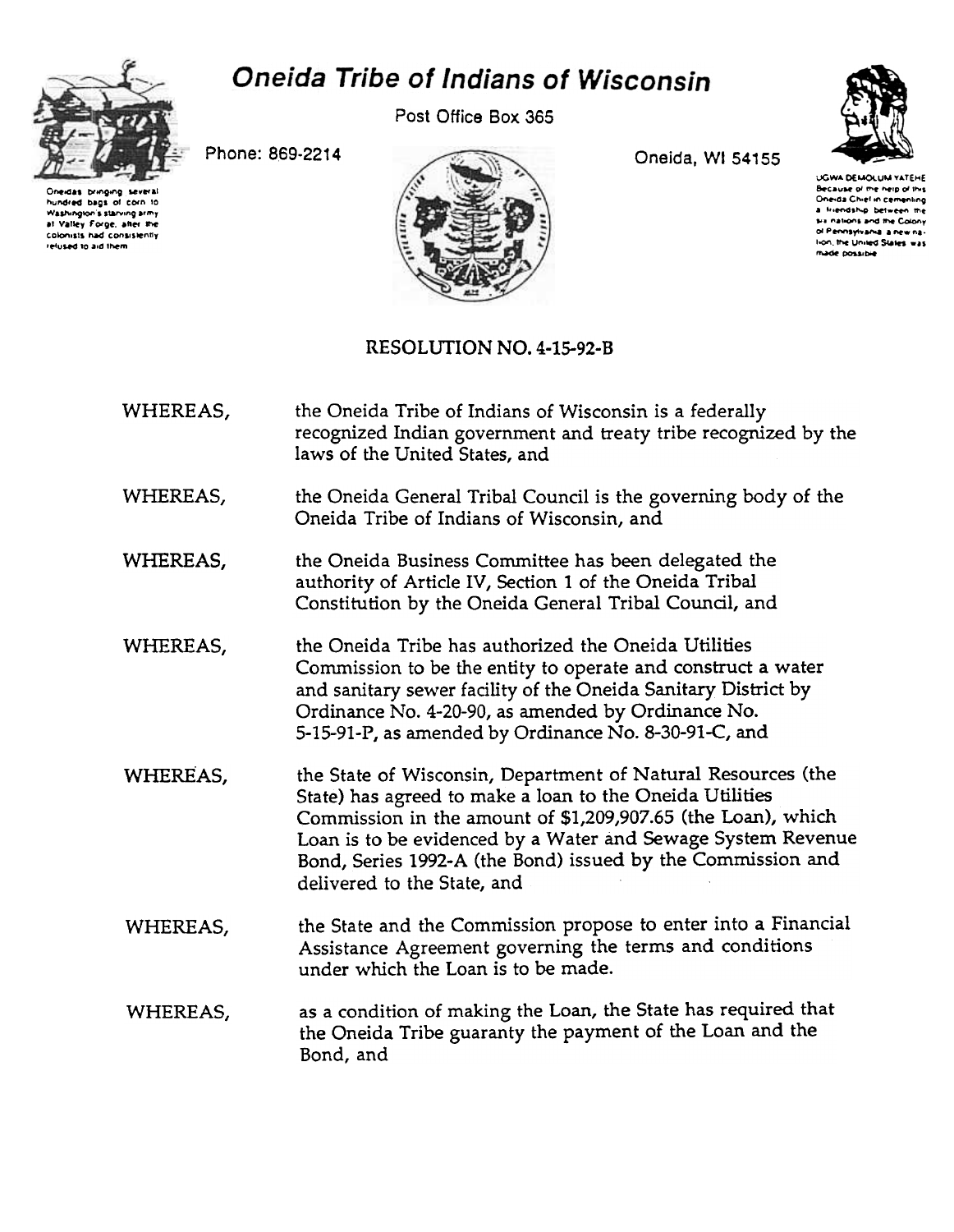# Oneida Tribe of Indians of Wisconsin

Post Office Box 365

Phone: 869-2214

Oneida, WI 54155

Oneidas bringing several hundred bags of corn to Washington's starving army at Valley Forge, after the colonists had consistently refused to aid them

UGWA DEMOLUM YATEHE
Because of the help of this Oneida Chief in cementing a friendship between the six nations and the Colony of Pennsylvania, a new nation, the United States was made possible

## RESOLUTION NO. 4-15-92-B

WHEREAS, the Oneida Tribe of Indians of Wisconsin is a federally recognized Indian government and treaty tribe recognized by the laws of the United States, and

WHEREAS, the Oneida General Tribal Council is the governing body of the Oneida Tribe of Indians of Wisconsin, and

WHEREAS, the Oneida Business Committee has been delegated the authority of Article IV, Section 1 of the Oneida Tribal Constitution by the Oneida General Tribal Council, and

WHEREAS, the Oneida Tribe has authorized the Oneida Utilities Commission to be the entity to operate and construct a water and sanitary sewer facility of the Oneida Sanitary District by Ordinance No. 4-20-90, as amended by Ordinance No. 5-15-91-P, as amended by Ordinance No. 8-30-91-C, and

WHEREAS, the State of Wisconsin, Department of Natural Resources (the State) has agreed to make a loan to the Oneida Utilities Commission in the amount of $1,209,907.65 (the Loan), which Loan is to be evidenced by a Water and Sewage System Revenue Bond, Series 1992-A (the Bond) issued by the Commission and delivered to the State, and

WHEREAS, the State and the Commission propose to enter into a Financial Assistance Agreement governing the terms and conditions under which the Loan is to be made.

WHEREAS, as a condition of making the Loan, the State has required that the Oneida Tribe guaranty the payment of the Loan and the Bond, and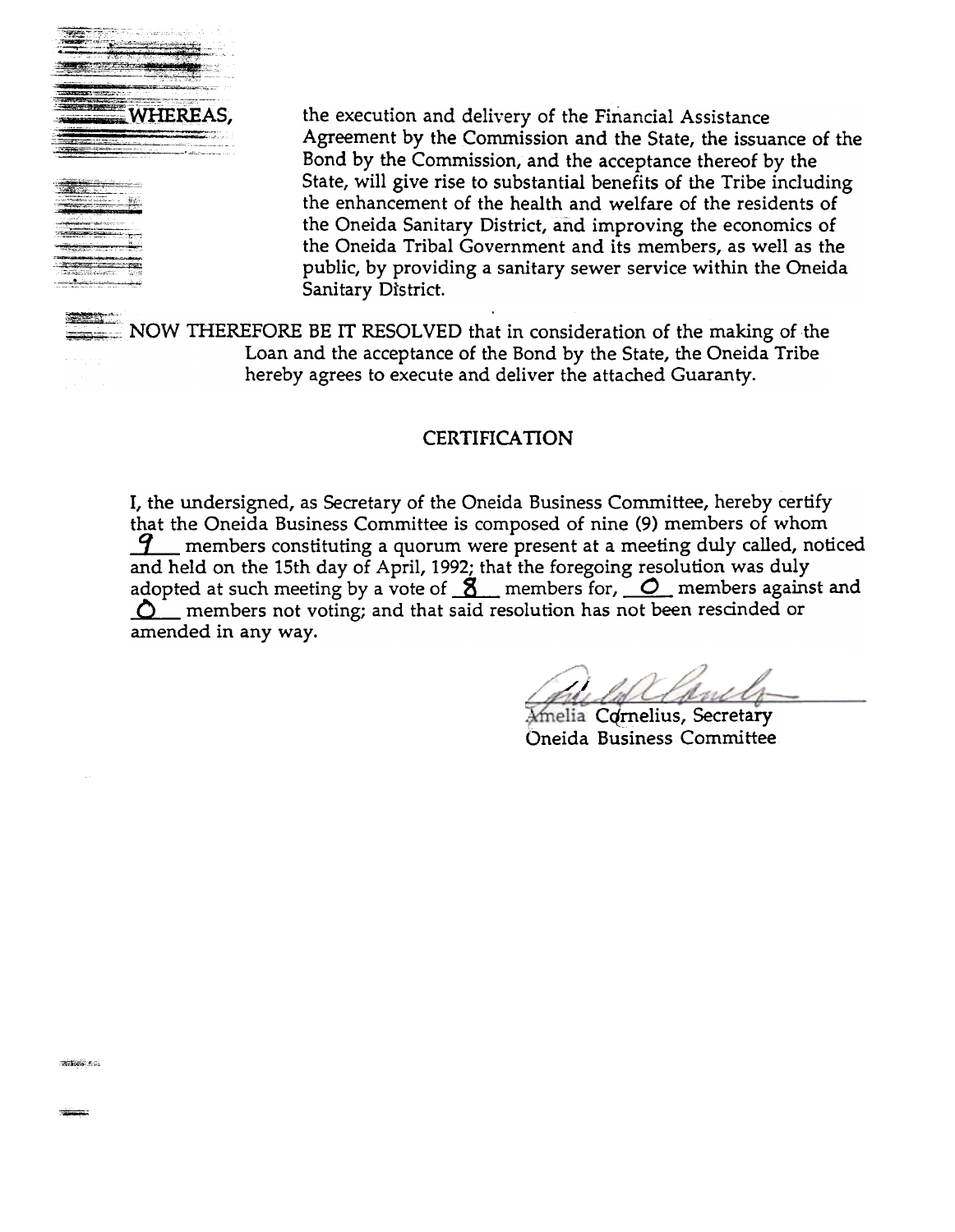WHEREAS, the execution and delivery of the Financial Assistance Agreement by the Commission and the State, the issuance of the Bond by the Commission, and the acceptance thereof by the State, will give rise to substantial benefits of the Tribe including the enhancement of the health and welfare of the residents of the Oneida Sanitary District, and improving the economics of the Oneida Tribal Government and its members, as well as the public, by providing a sanitary sewer service within the Oneida Sanitary District.

NOW THEREFORE BE IT RESOLVED that in consideration of the making of the Loan and the acceptance of the Bond by the State, the Oneida Tribe hereby agrees to execute and deliver the attached Guaranty.

## CERTIFICATION

I, the undersigned, as Secretary of the Oneida Business Committee, hereby certify that the Oneida Business Committee is composed of nine (9) members of whom 9 members constituting a quorum were present at a meeting duly called, noticed and held on the 15th day of April, 1992; that the foregoing resolution was duly adopted at such meeting by a vote of 8 members for, 0 members against and 0 members not voting; and that said resolution has not been rescinded or amended in any way.

Amelia Cornelius, Secretary
Oneida Business Committee